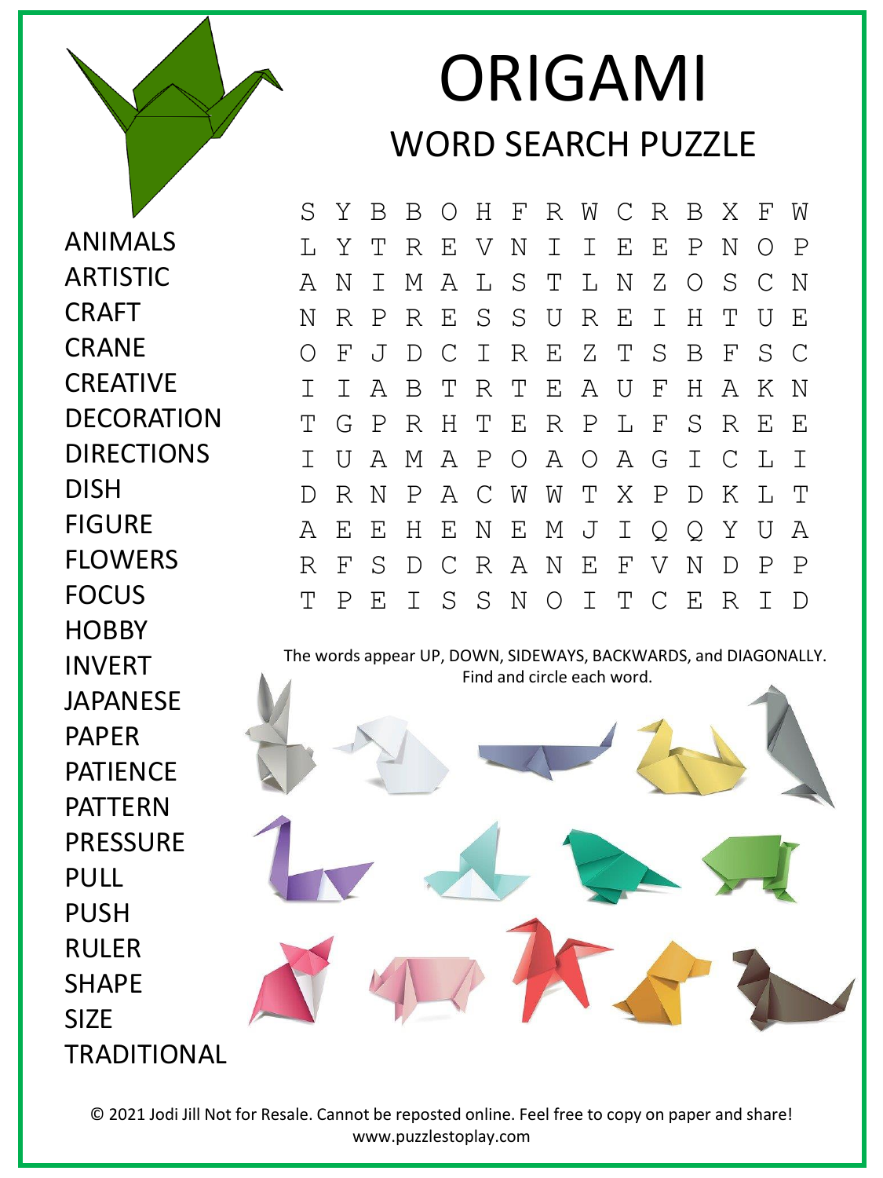# ORIGAMI

## WORD SEARCH PUZZLE

ANIMALS
ARTISTIC
CRAFT
CRANE
CREATIVE
DECORATION
DIRECTIONS
DISH
FIGURE
FLOWERS
FOCUS
HOBBY
INVERT
JAPANESE
PAPER
PATIENCE
PATTERN
PRESSURE
PULL
PUSH
RULER
SHAPE
SIZE
TRADITIONAL

```
S Y B B O H F R W C R B X F W
L Y T R E V N I I E E P N O P
A N I M A L S T L N Z O S C N
N R P R E S S U R E I H T U E
O F J D C I R E Z T S B F S C
I I A B T R T E A U F H A K N
T G P R H T E R P L F S R E E
I U A M A P O A O A G I C L I
D R N P A C W W T X P D K L T
A E E H E N E M J I Q Q Y U A
R F S D C R A N E F V N D P P
T P E I S S N O I T C E R I D
```

The words appear UP, DOWN, SIDEWAYS, BACKWARDS, and DIAGONALLY.
Find and circle each word.

© 2021 Jodi Jill Not for Resale. Cannot be reposted online. Feel free to copy on paper and share!
www.puzzlestoplay.com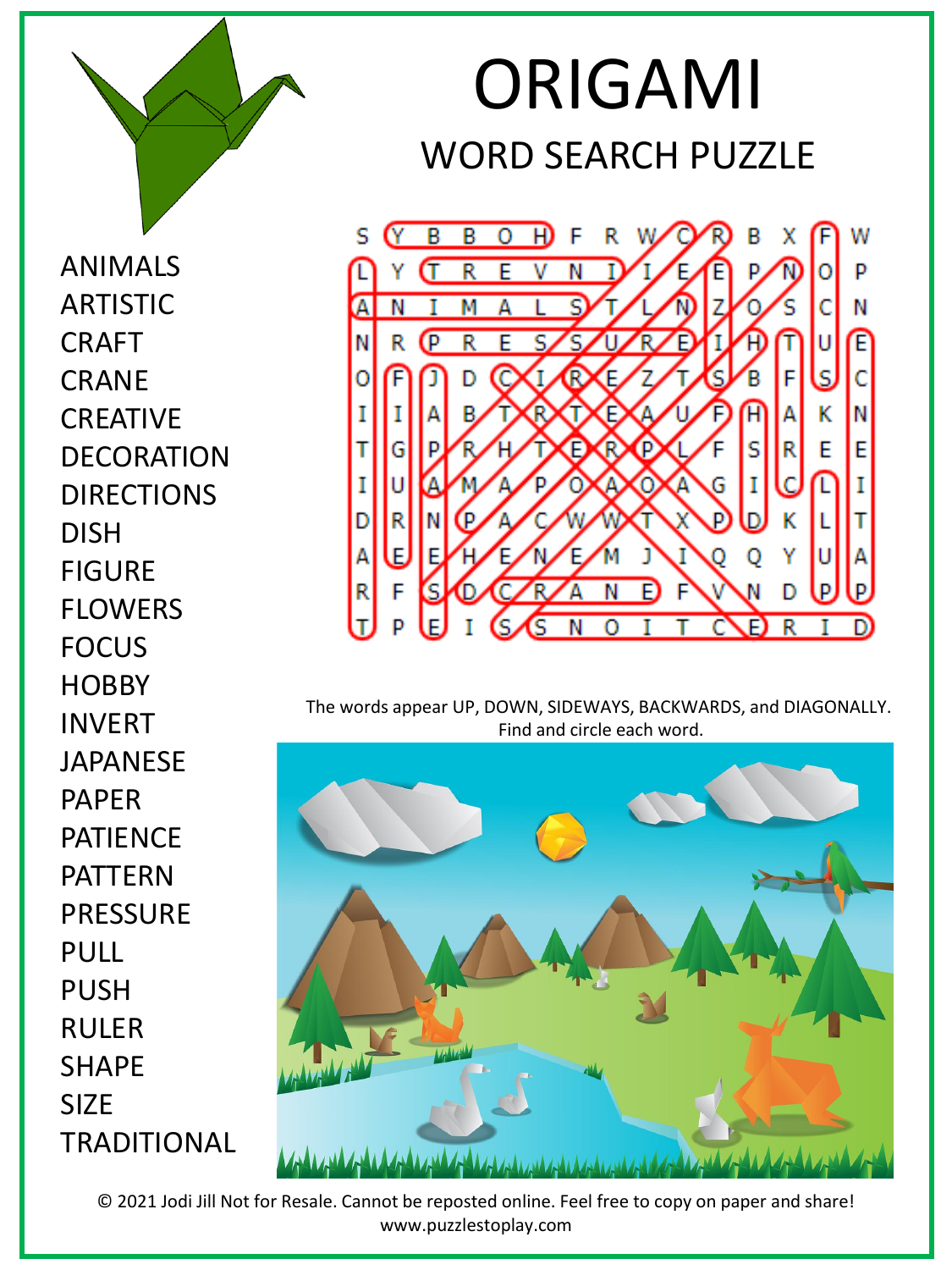# ORIGAMI

## WORD SEARCH PUZZLE

ANIMALS
ARTISTIC
CRAFT
CRANE
CREATIVE
DECORATION
DIRECTIONS
DISH
FIGURE
FLOWERS
FOCUS
HOBBY
INVERT
JAPANESE
PAPER
PATIENCE
PATTERN
PRESSURE
PULL
PUSH
RULER
SHAPE
SIZE
TRADITIONAL

| | | | | | | | | | | | | | | |
|---|---|---|---|---|---|---|---|---|---|---|---|---|---|---|
| S | Y | B | B | O | H | F | R | W | C | R | B | X | F | W |
| L | Y | T | R | E | V | N | I | I | E | E | P | N | O | P |
| A | N | I | M | A | L | S | T | L | N | Z | O | S | C | N |
| N | R | P | R | E | S | S | U | R | E | I | H | T | U | E |
| O | F | J | D | C | I | R | E | Z | T | S | B | F | S | C |
| I | I | A | B | T | R | T | E | A | U | F | H | A | K | N |
| T | G | P | R | H | T | E | R | P | L | F | S | R | E | E |
| I | U | A | M | A | P | O | A | O | A | G | I | C | L | I |
| D | R | N | P | A | C | W | W | T | X | P | D | K | L | T |
| A | E | E | H | E | N | E | M | J | I | Q | Q | Y | U | A |
| R | F | S | D | C | R | A | N | E | F | V | N | D | P | P |
| T | P | E | I | S | S | N | O | I | T | C | E | R | I | D |

The words appear UP, DOWN, SIDEWAYS, BACKWARDS, and DIAGONALLY.
Find and circle each word.

© 2021 Jodi Jill Not for Resale. Cannot be reposted online. Feel free to copy on paper and share!
www.puzzlestoplay.com